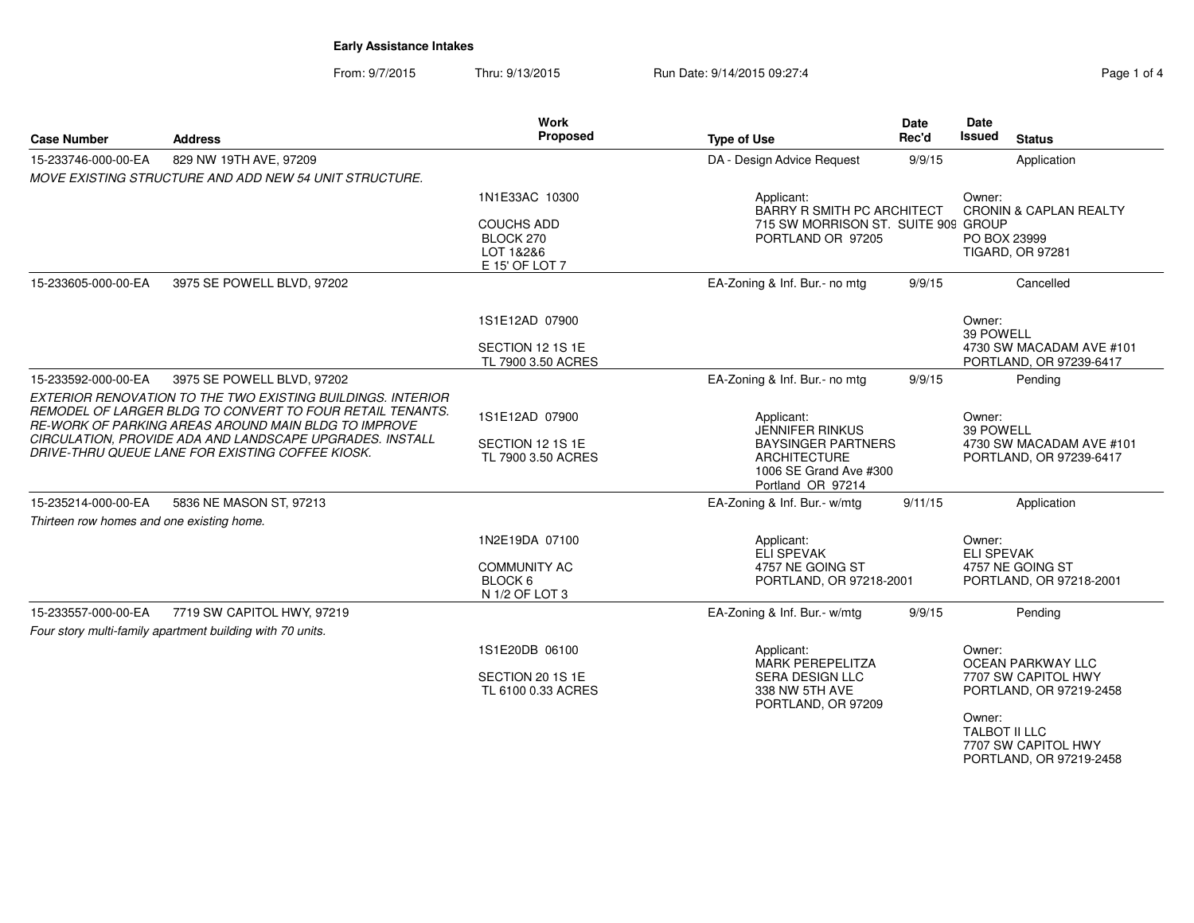# Early Assistance Intakes

From: 9/7/2015 Thru: 9/13/2015 Run Date: 9/14/2015 09:27:4

| Case Number | Address | Work Proposed | Type of Use | Date Rec'd | Date Issued | Status |
|---|---|---|---|---|---|---|
| 15-233746-000-00-EA | 829 NW 19TH AVE, 97209 | | DA - Design Advice Request | 9/9/15 | | Application |
| *MOVE EXISTING STRUCTURE AND ADD NEW 54 UNIT STRUCTURE.* | | 1N1E33AC 10300<br>COUCHS ADD<br>BLOCK 270<br>LOT 1&2&6<br>E 15' OF LOT 7 | Applicant:<br>BARRY R SMITH PC ARCHITECT<br>715 SW MORRISON ST. SUITE 909<br>PORTLAND OR 97205 | | Owner:<br>CRONIN & CAPLAN REALTY GROUP<br>PO BOX 23999<br>TIGARD, OR 97281 | |
| 15-233605-000-00-EA | 3975 SE POWELL BLVD, 97202 | | EA-Zoning & Inf. Bur.- no mtg | 9/9/15 | | Cancelled |
| | | 1S1E12AD 07900<br>SECTION 12 1S 1E<br>TL 7900 3.50 ACRES | | | Owner:<br>39 POWELL<br>4730 SW MACADAM AVE #101<br>PORTLAND, OR 97239-6417 | |
| 15-233592-000-00-EA | 3975 SE POWELL BLVD, 97202 | | EA-Zoning & Inf. Bur.- no mtg | 9/9/15 | | Pending |
| *EXTERIOR RENOVATION TO THE TWO EXISTING BUILDINGS. INTERIOR REMODEL OF LARGER BLDG TO CONVERT TO FOUR RETAIL TENANTS. RE-WORK OF PARKING AREAS AROUND MAIN BLDG TO IMPROVE CIRCULATION, PROVIDE ADA AND LANDSCAPE UPGRADES. INSTALL DRIVE-THRU QUEUE LANE FOR EXISTING COFFEE KIOSK.* | | 1S1E12AD 07900<br>SECTION 12 1S 1E<br>TL 7900 3.50 ACRES | Applicant:<br>JENNIFER RINKUS<br>BAYSINGER PARTNERS ARCHITECTURE<br>1006 SE Grand Ave #300<br>Portland OR 97214 | | Owner:<br>39 POWELL<br>4730 SW MACADAM AVE #101<br>PORTLAND, OR 97239-6417 | |
| 15-235214-000-00-EA | 5836 NE MASON ST, 97213 | | EA-Zoning & Inf. Bur.- w/mtg | 9/11/15 | | Application |
| *Thirteen row homes and one existing home.* | | 1N2E19DA 07100<br>COMMUNITY AC<br>BLOCK 6<br>N 1/2 OF LOT 3 | Applicant:<br>ELI SPEVAK<br>4757 NE GOING ST<br>PORTLAND, OR 97218-2001 | | Owner:<br>ELI SPEVAK<br>4757 NE GOING ST<br>PORTLAND, OR 97218-2001 | |
| 15-233557-000-00-EA | 7719 SW CAPITOL HWY, 97219 | | EA-Zoning & Inf. Bur.- w/mtg | 9/9/15 | | Pending |
| *Four story multi-family apartment building with 70 units.* | | 1S1E20DB 06100<br>SECTION 20 1S 1E<br>TL 6100 0.33 ACRES | Applicant:<br>MARK PEREPELITZA<br>SERA DESIGN LLC<br>338 NW 5TH AVE<br>PORTLAND, OR 97209 | | Owner:<br>OCEAN PARKWAY LLC<br>7707 SW CAPITOL HWY<br>PORTLAND, OR 97219-2458<br>Owner:<br>TALBOT II LLC<br>7707 SW CAPITOL HWY<br>PORTLAND, OR 97219-2458 | |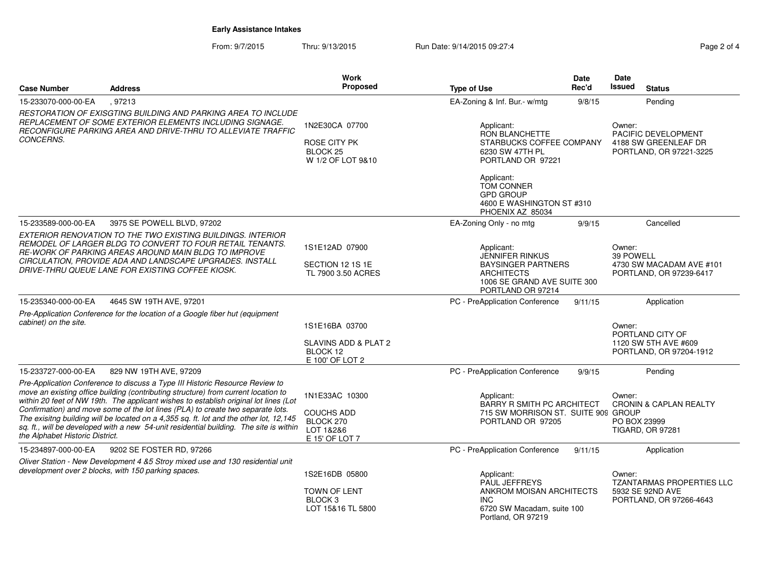**Early Assistance Intakes**

From: 9/7/2015 Thru: 9/13/2015 Run Date: 9/14/2015 09:27:4

| Case Number | Address | Work Proposed | Type of Use | Date Rec'd | Date Issued | Status |
|---|---|---|---|---|---|---|
| 15-233070-000-00-EA | , 97213 | | EA-Zoning & Inf. Bur.- w/mtg | 9/8/15 | | Pending |
| *RESTORATION OF EXISGTING BUILDING AND PARKING AREA TO INCLUDE REPLACEMENT OF SOME EXTERIOR ELEMENTS INCLUDING SIGNAGE. RECONFIGURE PARKING AREA AND DRIVE-THRU TO ALLEVIATE TRAFFIC CONCERNS.* | | 1N2E30CA 07700<br>ROSE CITY PK<br>BLOCK 25<br>W 1/2 OF LOT 9&10 | Applicant:<br>RON BLANCHETTE<br>STARBUCKS COFFEE COMPANY<br>6230 SW 47TH PL<br>PORTLAND OR 97221<br><br>Applicant:<br>TOM CONNER<br>GPD GROUP<br>4600 E WASHINGTON ST #310<br>PHOENIX AZ 85034 | | Owner:<br>PACIFIC DEVELOPMENT<br>4188 SW GREENLEAF DR<br>PORTLAND, OR 97221-3225 | |
| 15-233589-000-00-EA | 3975 SE POWELL BLVD, 97202 | | EA-Zoning Only - no mtg | 9/9/15 | | Cancelled |
| *EXTERIOR RENOVATION TO THE TWO EXISTING BUILDINGS. INTERIOR REMODEL OF LARGER BLDG TO CONVERT TO FOUR RETAIL TENANTS. RE-WORK OF PARKING AREAS AROUND MAIN BLDG TO IMPROVE CIRCULATION, PROVIDE ADA AND LANDSCAPE UPGRADES. INSTALL DRIVE-THRU QUEUE LANE FOR EXISTING COFFEE KIOSK.* | | 1S1E12AD 07900<br>SECTION 12 1S 1E<br>TL 7900 3.50 ACRES | Applicant:<br>JENNIFER RINKUS<br>BAYSINGER PARTNERS ARCHITECTS<br>1006 SE GRAND AVE SUITE 300<br>PORTLAND OR 97214 | | Owner:<br>39 POWELL<br>4730 SW MACADAM AVE #101<br>PORTLAND, OR 97239-6417 | |
| 15-235340-000-00-EA | 4645 SW 19TH AVE, 97201 | | PC - PreApplication Conference | 9/11/15 | | Application |
| *Pre-Application Conference for the location of a Google fiber hut (equipment cabinet) on the site.* | | 1S1E16BA 03700<br>SLAVINS ADD & PLAT 2<br>BLOCK 12<br>E 100' OF LOT 2 | | | Owner:<br>PORTLAND CITY OF<br>1120 SW 5TH AVE #609<br>PORTLAND, OR 97204-1912 | |
| 15-233727-000-00-EA | 829 NW 19TH AVE, 97209 | | PC - PreApplication Conference | 9/9/15 | | Pending |
| *Pre-Application Conference to discuss a Type III Historic Resource Review to move an existing office building (contributing structure) from current location to within 20 feet of NW 19th. The applicant wishes to establish original lot lines (Lot Confirmation) and move some of the lot lines (PLA) to create two separate lots. The exisitng building will be located on a 4,355 sq. ft. lot and the other lot, 12,145 sq. ft., will be developed with a new 54-unit residential building. The site is within the Alphabet Historic District.* | | 1N1E33AC 10300<br>COUCHS ADD<br>BLOCK 270<br>LOT 1&2&6<br>E 15' OF LOT 7 | Applicant:<br>BARRY R SMITH PC ARCHITECT<br>715 SW MORRISON ST. SUITE 909<br>PORTLAND OR 97205 | | Owner:<br>CRONIN & CAPLAN REALTY GROUP<br>PO BOX 23999<br>TIGARD, OR 97281 | |
| 15-234897-000-00-EA | 9202 SE FOSTER RD, 97266 | | PC - PreApplication Conference | 9/11/15 | | Application |
| *Oliver Station - New Development 4 &5 Stroy mixed use and 130 residential unit development over 2 blocks, with 150 parking spaces.* | | 1S2E16DB 05800<br>TOWN OF LENT<br>BLOCK 3<br>LOT 15&16 TL 5800 | Applicant:<br>PAUL JEFFREYS<br>ANKROM MOISAN ARCHITECTS INC<br>6720 SW Macadam, suite 100<br>Portland, OR 97219 | | Owner:<br>TZANTARMAS PROPERTIES LLC<br>5932 SE 92ND AVE<br>PORTLAND, OR 97266-4643 | |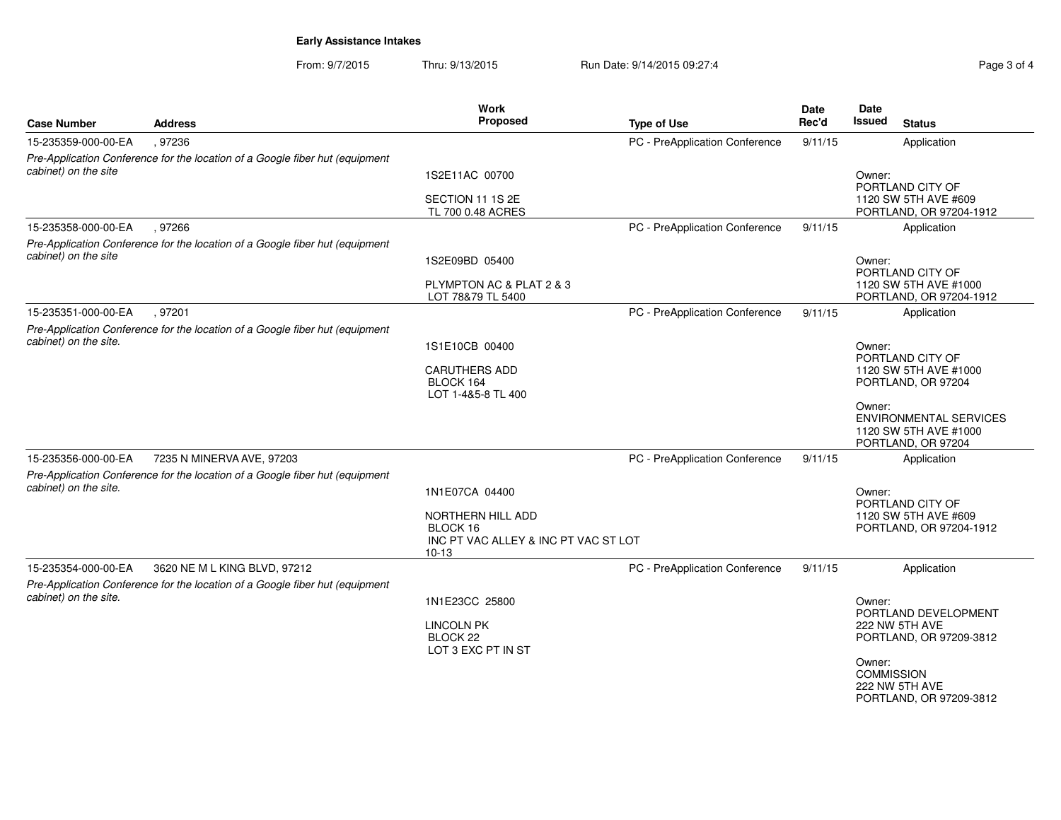**Early Assistance Intakes**

From: 9/7/2015 Thru: 9/13/2015 Run Date: 9/14/2015 09:27:4

| Case Number | Address | Work Proposed | Type of Use | Date Rec'd | Date Issued | Status |
|---|---|---|---|---|---|---|
| 15-235359-000-00-EA | , 97236 | | PC - PreApplication Conference | 9/11/15 | | Application |
| *Pre-Application Conference for the location of a Google fiber hut (equipment cabinet) on the site* | | 1S2E11AC 00700<br><br>SECTION 11 1S 2E<br>TL 700 0.48 ACRES | | | | Owner:<br>PORTLAND CITY OF<br>1120 SW 5TH AVE #609<br>PORTLAND, OR 97204-1912 |
| 15-235358-000-00-EA | , 97266 | | PC - PreApplication Conference | 9/11/15 | | Application |
| *Pre-Application Conference for the location of a Google fiber hut (equipment cabinet) on the site* | | 1S2E09BD 05400<br><br>PLYMPTON AC & PLAT 2 & 3<br>LOT 78&79 TL 5400 | | | | Owner:<br>PORTLAND CITY OF<br>1120 SW 5TH AVE #1000<br>PORTLAND, OR 97204-1912 |
| 15-235351-000-00-EA | , 97201 | | PC - PreApplication Conference | 9/11/15 | | Application |
| *Pre-Application Conference for the location of a Google fiber hut (equipment cabinet) on the site.* | | 1S1E10CB 00400<br><br>CARUTHERS ADD<br>BLOCK 164<br>LOT 1-4&5-8 TL 400 | | | | Owner:<br>PORTLAND CITY OF<br>1120 SW 5TH AVE #1000<br>PORTLAND, OR 97204<br><br>Owner:<br>ENVIRONMENTAL SERVICES<br>1120 SW 5TH AVE #1000<br>PORTLAND, OR 97204 |
| 15-235356-000-00-EA | 7235 N MINERVA AVE, 97203 | | PC - PreApplication Conference | 9/11/15 | | Application |
| *Pre-Application Conference for the location of a Google fiber hut (equipment cabinet) on the site.* | | 1N1E07CA 04400<br><br>NORTHERN HILL ADD<br>BLOCK 16<br>INC PT VAC ALLEY & INC PT VAC ST LOT 10-13 | | | | Owner:<br>PORTLAND CITY OF<br>1120 SW 5TH AVE #609<br>PORTLAND, OR 97204-1912 |
| 15-235354-000-00-EA | 3620 NE M L KING BLVD, 97212 | | PC - PreApplication Conference | 9/11/15 | | Application |
| *Pre-Application Conference for the location of a Google fiber hut (equipment cabinet) on the site.* | | 1N1E23CC 25800<br><br>LINCOLN PK<br>BLOCK 22<br>LOT 3 EXC PT IN ST | | | | Owner:<br>PORTLAND DEVELOPMENT<br>222 NW 5TH AVE<br>PORTLAND, OR 97209-3812<br><br>Owner:<br>COMMISSION<br>222 NW 5TH AVE<br>PORTLAND, OR 97209-3812 |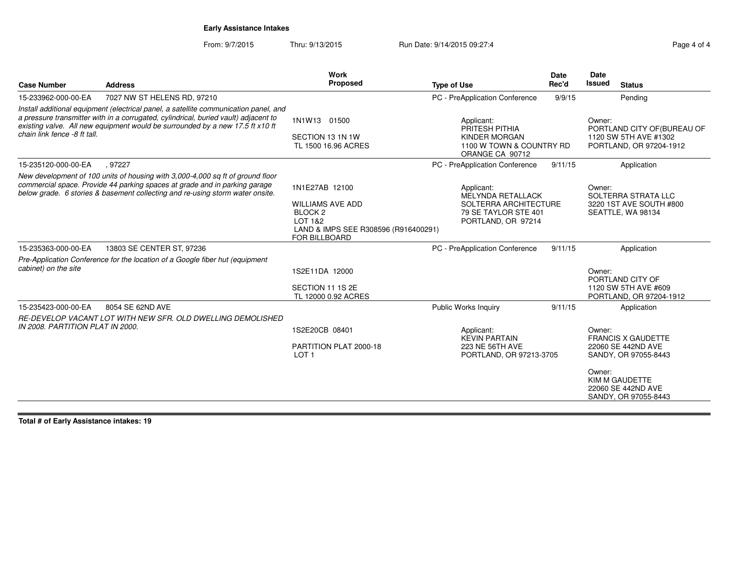**Early Assistance Intakes**

From: 9/7/2015 Thru: 9/13/2015 Run Date: 9/14/2015 09:27:4

| Case Number | Address | Work Proposed | Type of Use | Date Rec'd | Date Issued | Status |
|---|---|---|---|---|---|---|
| 15-233962-000-00-EA | 7027 NW ST HELENS RD, 97210 | | PC - PreApplication Conference | 9/9/15 | | Pending |
| *Install additional equipment (electrical panel, a satellite communication panel, and a pressure transmitter with in a corrugated, cylindrical, buried vault) adjacent to existing valve. All new equipment would be surrounded by a new 17.5 ft x10 ft chain link fence -8 ft tall.* | | 1N1W13 01500<br><br>SECTION 13 1N 1W<br>TL 1500 16.96 ACRES | Applicant:<br>PRITESH PITHIA<br>KINDER MORGAN<br>1100 W TOWN & COUNTRY RD<br>ORANGE CA 90712 | | Owner:<br>PORTLAND CITY OF(BUREAU OF<br>1120 SW 5TH AVE #1302<br>PORTLAND, OR 97204-1912 | |
| 15-235120-000-00-EA | , 97227 | | PC - PreApplication Conference | 9/11/15 | | Application |
| *New development of 100 units of housing with 3,000-4,000 sq ft of ground floor commercial space. Provide 44 parking spaces at grade and in parking garage below grade. 6 stories & basement collecting and re-using storm water onsite.* | | 1N1E27AB 12100<br><br>WILLIAMS AVE ADD<br>BLOCK 2<br>LOT 1&2<br>LAND & IMPS SEE R308596 (R916400291) FOR BILLBOARD | Applicant:<br>MELYNDA RETALLACK<br>SOLTERRA ARCHITECTURE<br>79 SE TAYLOR STE 401<br>PORTLAND, OR 97214 | | Owner:<br>SOLTERRA STRATA LLC<br>3220 1ST AVE SOUTH #800<br>SEATTLE, WA 98134 | |
| 15-235363-000-00-EA | 13803 SE CENTER ST, 97236 | | PC - PreApplication Conference | 9/11/15 | | Application |
| *Pre-Application Conference for the location of a Google fiber hut (equipment cabinet) on the site* | | 1S2E11DA 12000<br><br>SECTION 11 1S 2E<br>TL 12000 0.92 ACRES | | | Owner:<br>PORTLAND CITY OF<br>1120 SW 5TH AVE #609<br>PORTLAND, OR 97204-1912 | |
| 15-235423-000-00-EA | 8054 SE 62ND AVE | | Public Works Inquiry | 9/11/15 | | Application |
| *RE-DEVELOP VACANT LOT WITH NEW SFR. OLD DWELLING DEMOLISHED IN 2008. PARTITION PLAT IN 2000.* | | 1S2E20CB 08401<br><br>PARTITION PLAT 2000-18<br>LOT 1 | Applicant:<br>KEVIN PARTAIN<br>223 NE 56TH AVE<br>PORTLAND, OR 97213-3705 | | Owner:<br>FRANCIS X GAUDETTE<br>22060 SE 442ND AVE<br>SANDY, OR 97055-8443<br><br>Owner:<br>KIM M GAUDETTE<br>22060 SE 442ND AVE<br>SANDY, OR 97055-8443 | |

**Total # of Early Assistance intakes: 19**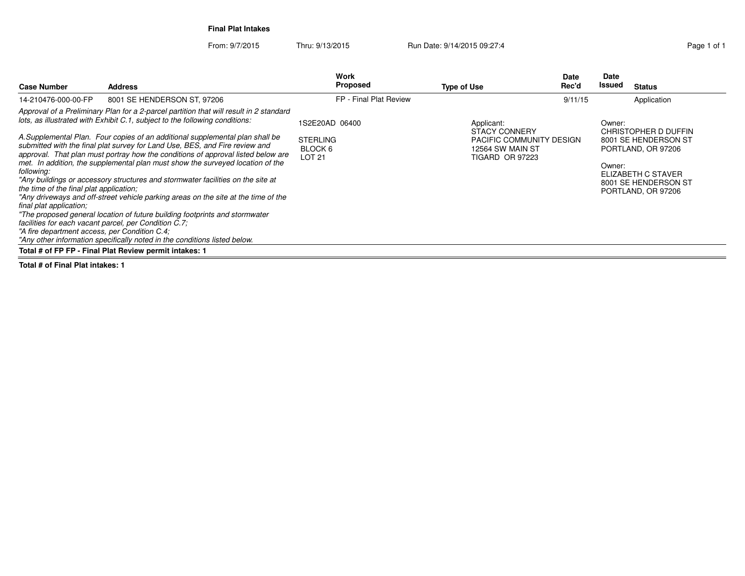**Final Plat Intakes**

From: 9/7/2015 Thru: 9/13/2015 Run Date: 9/14/2015 09:27:4

| Case Number | Address | Work Proposed | Type of Use | Date Rec'd | Date Issued | Status |
|---|---|---|---|---|---|---|
| 14-210476-000-00-FP | 8001 SE HENDERSON ST, 97206 | FP - Final Plat Review | | 9/11/15 | | Application |

*Approval of a Preliminary Plan for a 2-parcel partition that will result in 2 standard lots, as illustrated with Exhibit C.1, subject to the following conditions:*

*A.Supplemental Plan. Four copies of an additional supplemental plan shall be submitted with the final plat survey for Land Use, BES, and Fire review and approval. That plan must portray how the conditions of approval listed below are met. In addition, the supplemental plan must show the surveyed location of the following:*
*"Any buildings or accessory structures and stormwater facilities on the site at the time of the final plat application;*
*"Any driveways and off-street vehicle parking areas on the site at the time of the final plat application;*
*"The proposed general location of future building footprints and stormwater facilities for each vacant parcel, per Condition C.7;*
*"A fire department access, per Condition C.4;*
*"Any other information specifically noted in the conditions listed below.*

1S2E20AD 06400

STERLING
BLOCK 6
LOT 21

Applicant:
STACY CONNERY
PACIFIC COMMUNITY DESIGN
12564 SW MAIN ST
TIGARD OR 97223

Owner:
CHRISTOPHER D DUFFIN
8001 SE HENDERSON ST
PORTLAND, OR 97206

Owner:
ELIZABETH C STAVER
8001 SE HENDERSON ST
PORTLAND, OR 97206

**Total # of FP FP - Final Plat Review permit intakes: 1**

**Total # of Final Plat intakes: 1**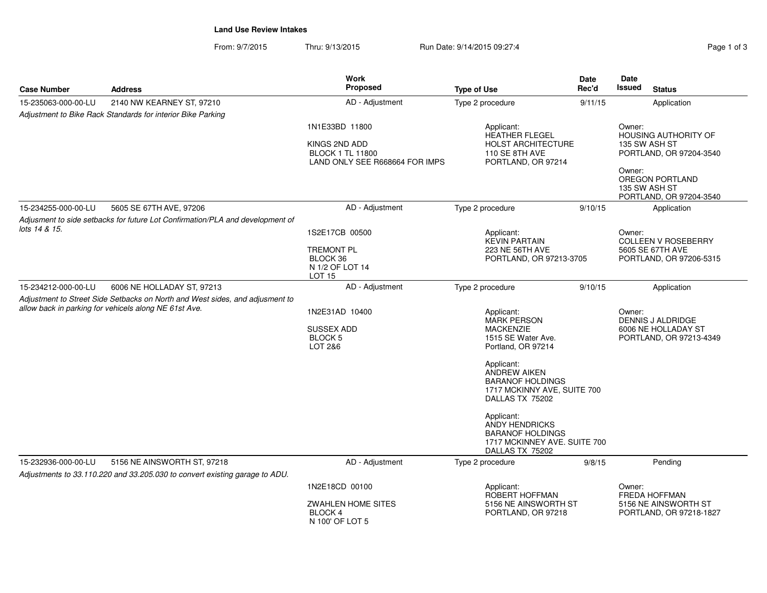**Land Use Review Intakes**

From: 9/7/2015 Thru: 9/13/2015 Run Date: 9/14/2015 09:27:4

| Case Number | Address | Work Proposed | Type of Use | Date Rec'd | Date Issued | Status |
|---|---|---|---|---|---|---|
| 15-235063-000-00-LU | 2140 NW KEARNEY ST, 97210 | AD - Adjustment | Type 2 procedure | 9/11/15 | | Application |
| *Adjustment to Bike Rack Standards for interior Bike Parking* | | 1N1E33BD 11800<br><br>KINGS 2ND ADD<br>BLOCK 1 TL 11800<br>LAND ONLY SEE R668664 FOR IMPS | Applicant:<br>HEATHER FLEGEL<br>HOLST ARCHITECTURE<br>110 SE 8TH AVE<br>PORTLAND, OR 97214 | | Owner:<br>HOUSING AUTHORITY OF<br>135 SW ASH ST<br>PORTLAND, OR 97204-3540<br><br>Owner:<br>OREGON PORTLAND<br>135 SW ASH ST<br>PORTLAND, OR 97204-3540 | |
| 15-234255-000-00-LU | 5605 SE 67TH AVE, 97206 | AD - Adjustment | Type 2 procedure | 9/10/15 | | Application |
| *Adjustment to side setbacks for future Lot Confirmation/PLA and development of lots 14 & 15.* | | 1S2E17CB 00500<br><br>TREMONT PL<br>BLOCK 36<br>N 1/2 OF LOT 14<br>LOT 15 | Applicant:<br>KEVIN PARTAIN<br>223 NE 56TH AVE<br>PORTLAND, OR 97213-3705 | | Owner:<br>COLLEEN V ROSEBERRY<br>5605 SE 67TH AVE<br>PORTLAND, OR 97206-5315 | |
| 15-234212-000-00-LU | 6006 NE HOLLADAY ST, 97213 | AD - Adjustment | Type 2 procedure | 9/10/15 | | Application |
| *Adjustment to Street Side Setbacks on North and West sides, and adjusment to allow back in parking for vehicels along NE 61st Ave.* | | 1N2E31AD 10400<br><br>SUSSEX ADD<br>BLOCK 5<br>LOT 2&6 | Applicant:<br>MARK PERSON<br>MACKENZIE<br>1515 SE Water Ave.<br>Portland, OR 97214<br><br>Applicant:<br>ANDREW AIKEN<br>BARANOF HOLDINGS<br>1717 MCKINNY AVE, SUITE 700<br>DALLAS TX 75202<br><br>Applicant:<br>ANDY HENDRICKS<br>BARANOF HOLDINGS<br>1717 MCKINNEY AVE. SUITE 700<br>DALLAS TX 75202 | | Owner:<br>DENNIS J ALDRIDGE<br>6006 NE HOLLADAY ST<br>PORTLAND, OR 97213-4349 | |
| 15-232936-000-00-LU | 5156 NE AINSWORTH ST, 97218 | AD - Adjustment | Type 2 procedure | 9/8/15 | | Pending |
| *Adjustments to 33.110.220 and 33.205.030 to convert existing garage to ADU.* | | 1N2E18CD 00100<br><br>ZWAHLEN HOME SITES<br>BLOCK 4<br>N 100' OF LOT 5 | Applicant:<br>ROBERT HOFFMAN<br>5156 NE AINSWORTH ST<br>PORTLAND, OR 97218 | | Owner:<br>FREDA HOFFMAN<br>5156 NE AINSWORTH ST<br>PORTLAND, OR 97218-1827 | |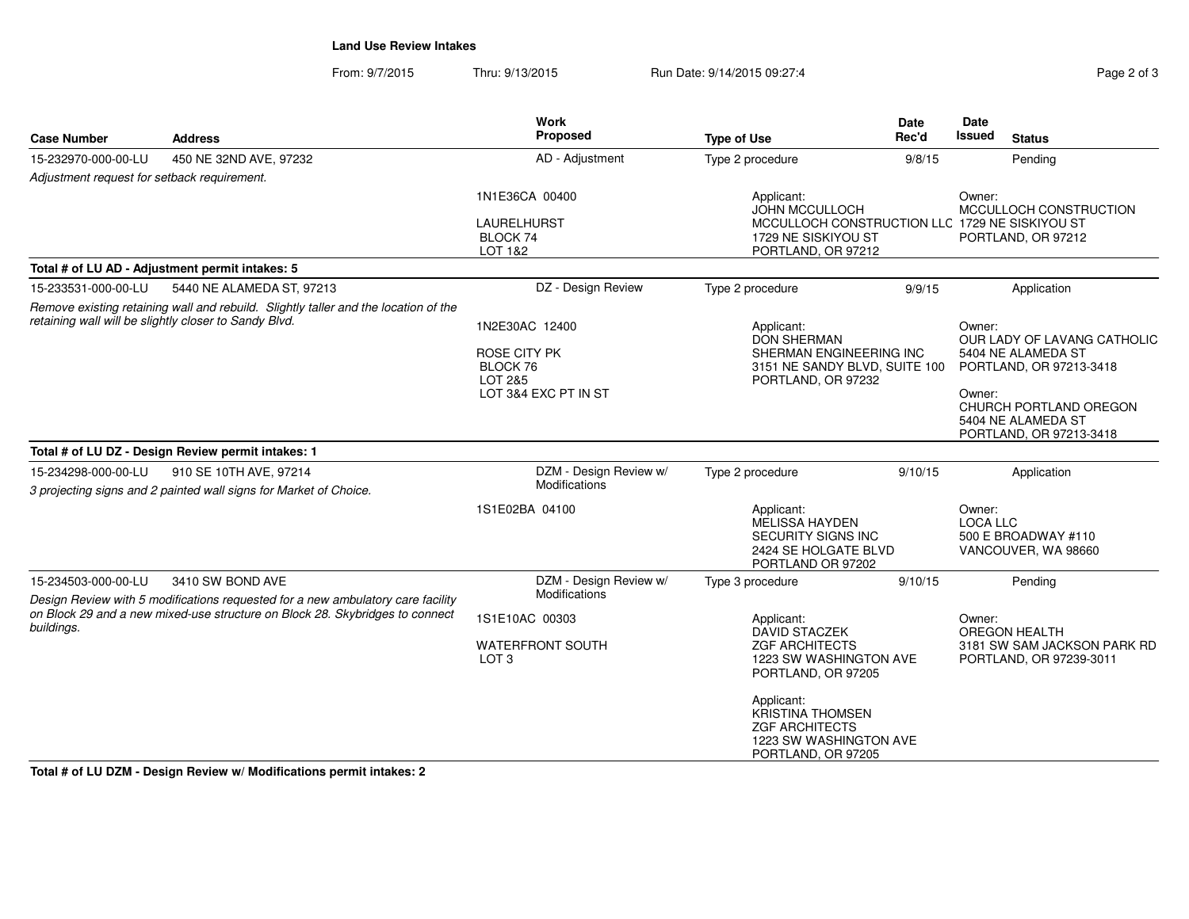**Land Use Review Intakes**

From: 9/7/2015 Thru: 9/13/2015 Run Date: 9/14/2015 09:27:4

| Case Number | Address | Work Proposed | Type of Use | Date Rec'd | Date Issued | Status |
|---|---|---|---|---|---|---|
| 15-232970-000-00-LU | 450 NE 32ND AVE, 97232 | AD - Adjustment | Type 2 procedure | 9/8/15 | | Pending |
| *Adjustment request for setback requirement.* | | 1N1E36CA 00400<br>LAURELHURST<br>BLOCK 74<br>LOT 1&2 | Applicant:<br>JOHN MCCULLOCH<br>MCCULLOCH CONSTRUCTION LLC<br>1729 NE SISKIYOU ST<br>PORTLAND, OR 97212 | | | Owner:<br>MCCULLOCH CONSTRUCTION<br>1729 NE SISKIYOU ST<br>PORTLAND, OR 97212 |
| **Total # of LU AD - Adjustment permit intakes: 5** | | | | | | |
| 15-233531-000-00-LU | 5440 NE ALAMEDA ST, 97213 | DZ - Design Review | Type 2 procedure | 9/9/15 | | Application |
| *Remove existing retaining wall and rebuild. Slightly taller and the location of the retaining wall will be slightly closer to Sandy Blvd.* | | 1N2E30AC 12400<br>ROSE CITY PK<br>BLOCK 76<br>LOT 2&5<br>LOT 3&4 EXC PT IN ST | Applicant:<br>DON SHERMAN<br>SHERMAN ENGINEERING INC<br>3151 NE SANDY BLVD, SUITE 100<br>PORTLAND, OR 97232 | | | Owner:<br>OUR LADY OF LAVANG CATHOLIC<br>5404 NE ALAMEDA ST<br>PORTLAND, OR 97213-3418<br>Owner:<br>CHURCH PORTLAND OREGON<br>5404 NE ALAMEDA ST<br>PORTLAND, OR 97213-3418 |
| **Total # of LU DZ - Design Review permit intakes: 1** | | | | | | |
| 15-234298-000-00-LU | 910 SE 10TH AVE, 97214 | DZM - Design Review w/ Modifications | Type 2 procedure | 9/10/15 | | Application |
| *3 projecting signs and 2 painted wall signs for Market of Choice.* | | 1S1E02BA 04100 | Applicant:<br>MELISSA HAYDEN<br>SECURITY SIGNS INC<br>2424 SE HOLGATE BLVD<br>PORTLAND OR 97202 | | | Owner:<br>LOCA LLC<br>500 E BROADWAY #110<br>VANCOUVER, WA 98660 |
| 15-234503-000-00-LU | 3410 SW BOND AVE | DZM - Design Review w/ Modifications | Type 3 procedure | 9/10/15 | | Pending |
| *Design Review with 5 modifications requested for a new ambulatory care facility on Block 29 and a new mixed-use structure on Block 28. Skybridges to connect buildings.* | | 1S1E10AC 00303<br>WATERFRONT SOUTH<br>LOT 3 | Applicant:<br>DAVID STACZEK<br>ZGF ARCHITECTS<br>1223 SW WASHINGTON AVE<br>PORTLAND, OR 97205<br>Applicant:<br>KRISTINA THOMSEN<br>ZGF ARCHITECTS<br>1223 SW WASHINGTON AVE<br>PORTLAND, OR 97205 | | | Owner:<br>OREGON HEALTH<br>3181 SW SAM JACKSON PARK RD<br>PORTLAND, OR 97239-3011 |
| **Total # of LU DZM - Design Review w/ Modifications permit intakes: 2** | | | | | | |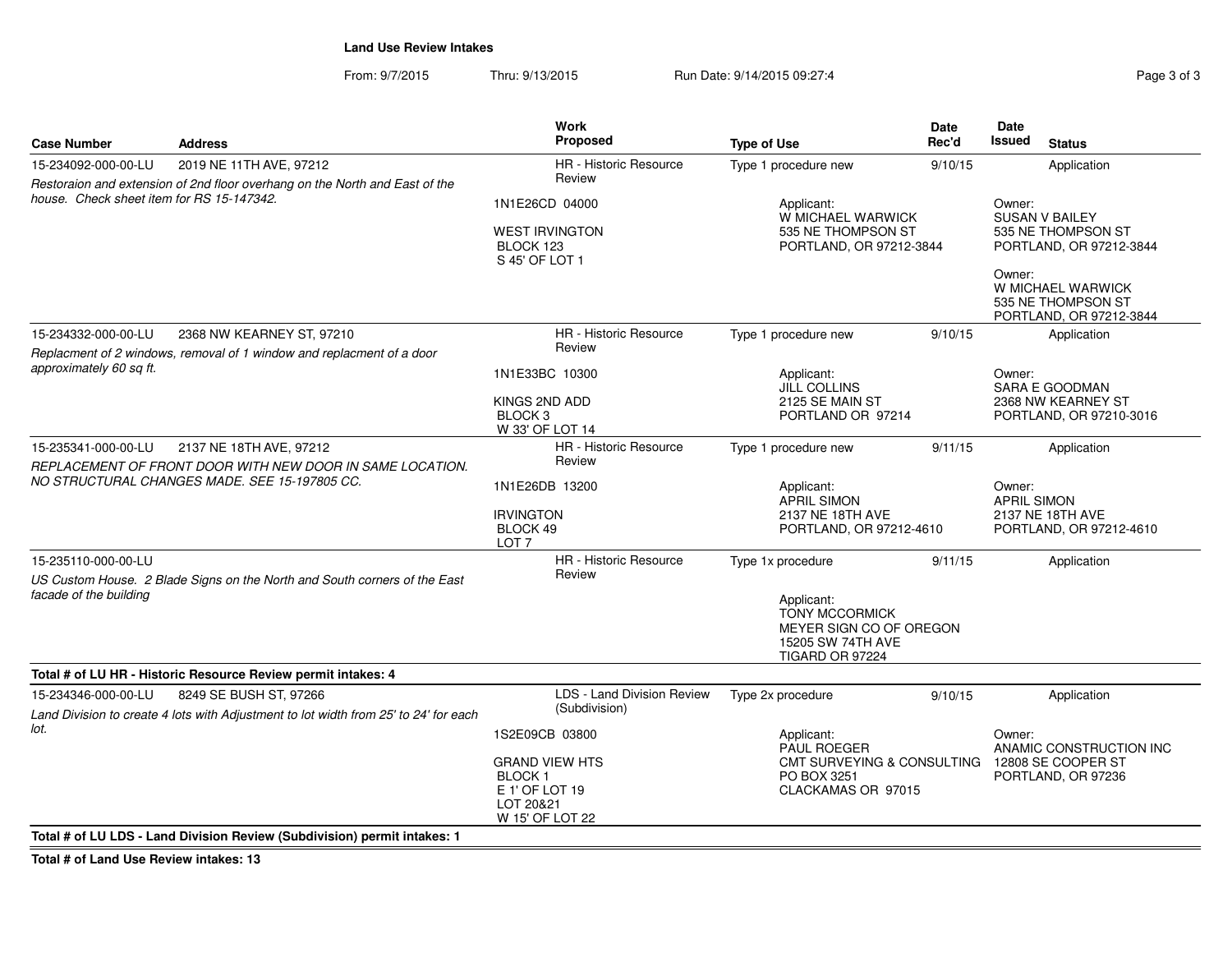**Land Use Review Intakes**

From: 9/7/2015 Thru: 9/13/2015 Run Date: 9/14/2015 09:27:4

| Case Number | Address | Work Proposed | Type of Use | Date Rec'd | Date Issued | Status |
|---|---|---|---|---|---|---|
| 15-234092-000-00-LU | 2019 NE 11TH AVE, 97212 | HR - Historic Resource Review | Type 1 procedure new | 9/10/15 | | Application |
| *Restoraion and extension of 2nd floor overhang on the North and East of the house. Check sheet item for RS 15-147342.* | | 1N1E26CD 04000<br>WEST IRVINGTON<br>BLOCK 123<br>S 45' OF LOT 1 | Applicant:<br>W MICHAEL WARWICK<br>535 NE THOMPSON ST<br>PORTLAND, OR 97212-3844 | | Owner:<br>SUSAN V BAILEY<br>535 NE THOMPSON ST<br>PORTLAND, OR 97212-3844<br>Owner:<br>W MICHAEL WARWICK<br>535 NE THOMPSON ST<br>PORTLAND, OR 97212-3844 | |
| 15-234332-000-00-LU | 2368 NW KEARNEY ST, 97210 | HR - Historic Resource Review | Type 1 procedure new | 9/10/15 | | Application |
| *Replacment of 2 windows, removal of 1 window and replacment of a door approximately 60 sq ft.* | | 1N1E33BC 10300<br>KINGS 2ND ADD<br>BLOCK 3<br>W 33' OF LOT 14 | Applicant:<br>JILL COLLINS<br>2125 SE MAIN ST<br>PORTLAND OR 97214 | | Owner:<br>SARA E GOODMAN<br>2368 NW KEARNEY ST<br>PORTLAND, OR 97210-3016 | |
| 15-235341-000-00-LU | 2137 NE 18TH AVE, 97212 | HR - Historic Resource Review | Type 1 procedure new | 9/11/15 | | Application |
| *REPLACEMENT OF FRONT DOOR WITH NEW DOOR IN SAME LOCATION. NO STRUCTURAL CHANGES MADE. SEE 15-197805 CC.* | | 1N1E26DB 13200<br>IRVINGTON<br>BLOCK 49<br>LOT 7 | Applicant:<br>APRIL SIMON<br>2137 NE 18TH AVE<br>PORTLAND, OR 97212-4610 | | Owner:<br>APRIL SIMON<br>2137 NE 18TH AVE<br>PORTLAND, OR 97212-4610 | |
| 15-235110-000-00-LU | | HR - Historic Resource Review | Type 1x procedure | 9/11/15 | | Application |
| *US Custom House. 2 Blade Signs on the North and South corners of the East facade of the building* | | | Applicant:<br>TONY MCCORMICK<br>MEYER SIGN CO OF OREGON<br>15205 SW 74TH AVE<br>TIGARD OR 97224 | | | |
| **Total # of LU HR - Historic Resource Review permit intakes: 4** | | | | | | |
| 15-234346-000-00-LU | 8249 SE BUSH ST, 97266 | LDS - Land Division Review (Subdivision) | Type 2x procedure | 9/10/15 | | Application |
| *Land Division to create 4 lots with Adjustment to lot width from 25' to 24' for each lot.* | | 1S2E09CB 03800<br>GRAND VIEW HTS<br>BLOCK 1<br>E 1' OF LOT 19<br>LOT 20&21<br>W 15' OF LOT 22 | Applicant:<br>PAUL ROEGER<br>CMT SURVEYING & CONSULTING<br>PO BOX 3251<br>CLACKAMAS OR 97015 | | Owner:<br>ANAMIC CONSTRUCTION INC<br>12808 SE COOPER ST<br>PORTLAND, OR 97236 | |
| **Total # of LU LDS - Land Division Review (Subdivision) permit intakes: 1** | | | | | | |

**Total # of Land Use Review intakes: 13**